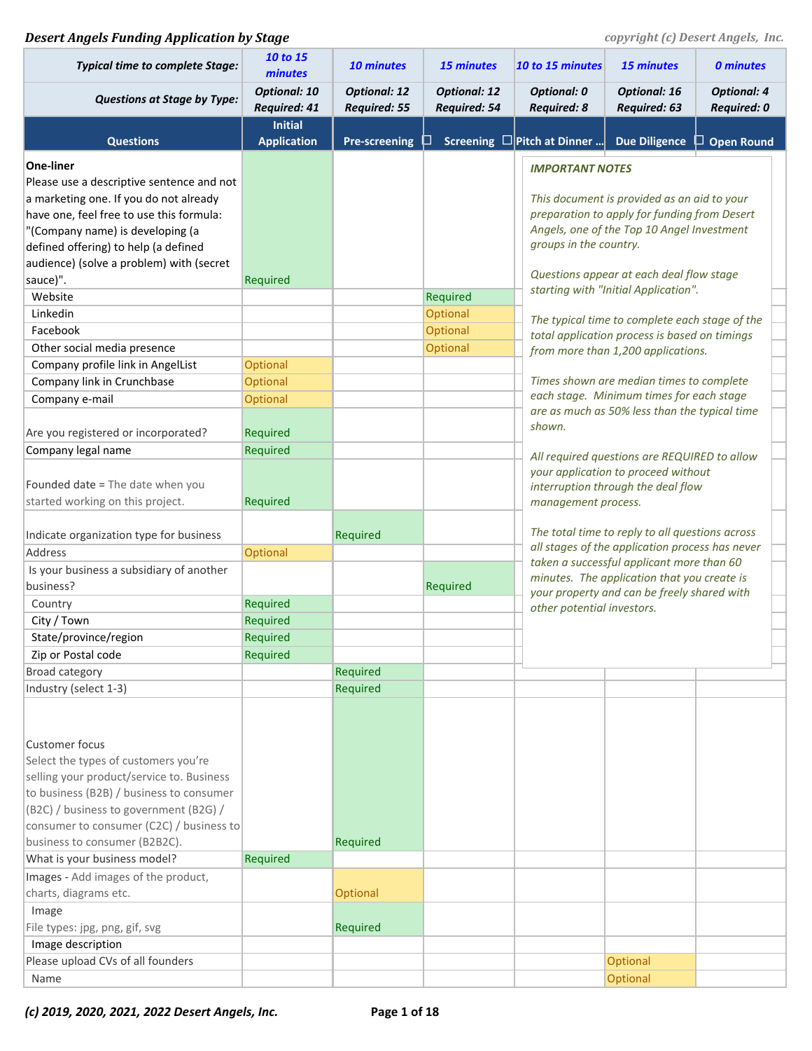***Desert Angels Funding Application by Stage***

*copyright (c) Desert Angels, Inc.*

| Typical time to complete Stage: | 10 to 15 minutes | 10 minutes | 15 minutes | 10 to 15 minutes | 15 minutes | 0 minutes |
|---|---|---|---|---|---|---|
| **Questions at Stage by Type:** | Optional: 10 Required: 41 | Optional: 12 Required: 55 | Optional: 12 Required: 54 | Optional: 0 Required: 8 | Optional: 16 Required: 63 | Optional: 4 Required: 0 |
| **Questions** | **Initial Application** | **Pre-screening** | **Screening** | **Pitch at Dinner ...** | **Due Diligence** | **Open Round** |
| **One-liner** Please use a descriptive sentence and not a marketing one. If you do not already have one, feel free to use this formula: "(Company name) is developing (a defined offering) to help (a defined audience) (solve a problem) with (secret sauce)". | Required | | | | | |
| Website | | | Required | | | |
| Linkedin | | | Optional | | | |
| Facebook | | | Optional | | | |
| Other social media presence | | | Optional | | | |
| Company profile link in AngelList | Optional | | | | | |
| Company link in Crunchbase | Optional | | | | | |
| Company e-mail | Optional | | | | | |
| Are you registered or incorporated? | Required | | | | | |
| Company legal name | Required | | | | | |
| Founded date = The date when you started working on this project. | Required | | | | | |
| Indicate organization type for business | | Required | | | | |
| Address | Optional | | | | | |
| Is your business a subsidiary of another business? | | | Required | | | |
| Country | Required | | | | | |
| City / Town | Required | | | | | |
| State/province/region | Required | | | | | |
| Zip or Postal code | Required | | | | | |
| Broad category | | Required | | | | |
| Industry (select 1-3) | | Required | | | | |
| Customer focus Select the types of customers you're selling your product/service to. Business to business (B2B) / business to consumer (B2C) / business to government (B2G) / consumer to consumer (C2C) / business to business to consumer (B2B2C). | | Required | | | | |
| What is your business model? | Required | | | | | |
| Images - Add images of the product, charts, diagrams etc. | | Optional | | | | |
| Image File types: jpg, png, gif, svg | | Required | | | | |
| Image description | | | | | | |
| Please upload CVs of all founders | | | | | Optional | |
| Name | | | | | Optional | |

***IMPORTANT NOTES***

*This document is provided as an aid to your preparation to apply for funding from Desert Angels, one of the Top 10 Angel Investment groups in the country.*

*Questions appear at each deal flow stage starting with "Initial Application".*

*The typical time to complete each stage of the total application process is based on timings from more than 1,200 applications.*

*Times shown are median times to complete each stage. Minimum times for each stage are as much as 50% less than the typical time shown.*

*All required questions are REQUIRED to allow your application to proceed without interruption through the deal flow management process.*

*The total time to reply to all questions across all stages of the application process has never taken a successful applicant more than 60 minutes. The application that you create is your property and can be freely shared with other potential investors.*

***(c) 2019, 2020, 2021, 2022 Desert Angels, Inc.***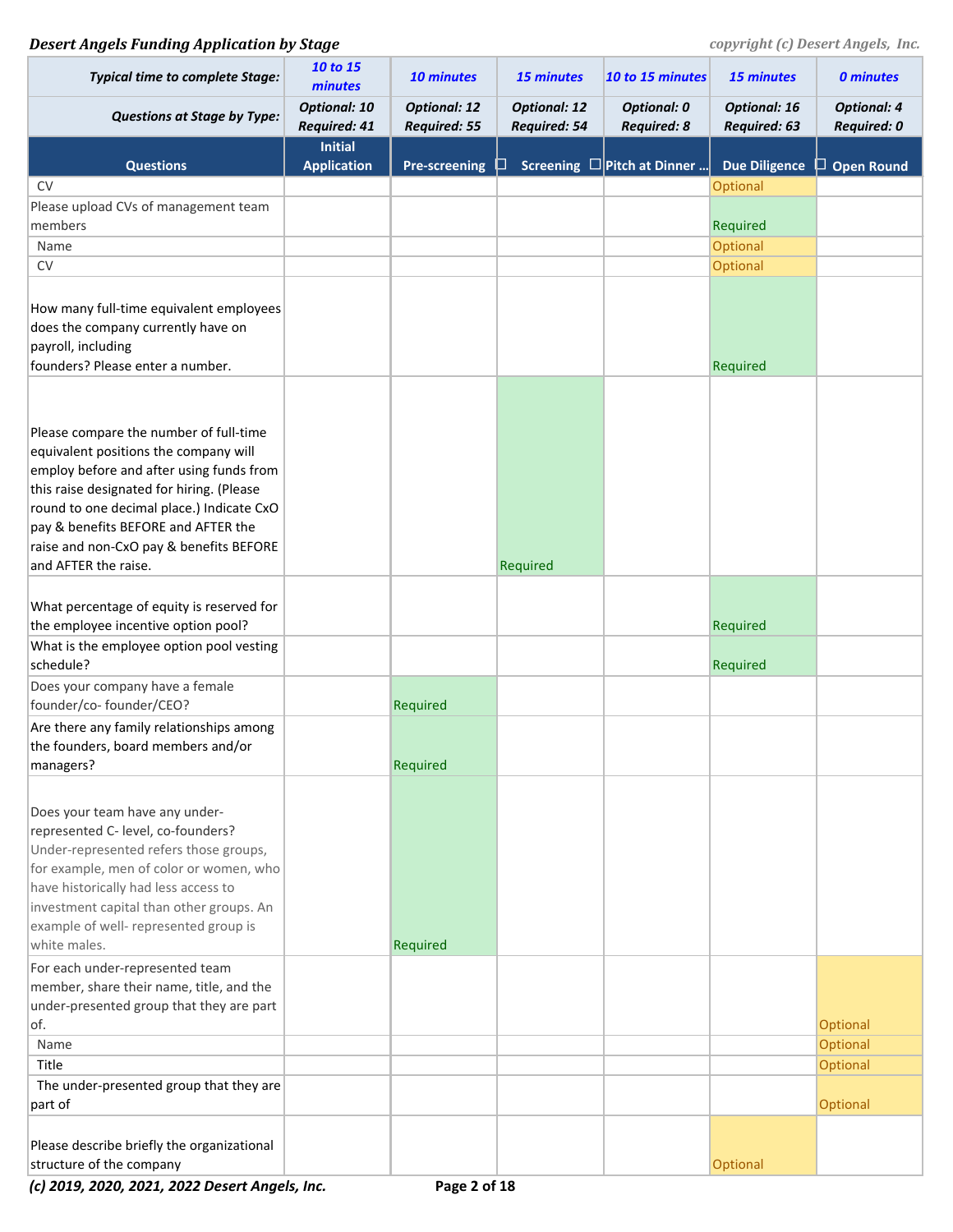***Desert Angels Funding Application by Stage***

| ***Typical time to complete Stage:*** | ***10 to 15 minutes*** | ***10 minutes*** | ***15 minutes*** | ***10 to 15 minutes*** | ***15 minutes*** | ***0 minutes*** |
|---|---|---|---|---|---|---|
| ***Questions at Stage by Type:*** | ***Optional: 10 Required: 41*** | ***Optional: 12 Required: 55*** | ***Optional: 12 Required: 54*** | ***Optional: 0 Required: 8*** | ***Optional: 16 Required: 63*** | ***Optional: 4 Required: 0*** |
| **Questions** | **Initial Application** | **Pre-screening** | **Screening** | **Pitch at Dinner ...** | **Due Diligence** | **Open Round** |
| CV | | | | | Optional | |
| Please upload CVs of management team members | | | | | Required | |
| Name | | | | | Optional | |
| CV | | | | | Optional | |
| How many full-time equivalent employees does the company currently have on payroll, including founders? Please enter a number. | | | | | Required | |
| Please compare the number of full-time equivalent positions the company will employ before and after using funds from this raise designated for hiring. (Please round to one decimal place.) Indicate CxO pay & benefits BEFORE and AFTER the raise and non-CxO pay & benefits BEFORE and AFTER the raise. | | | Required | | | |
| What percentage of equity is reserved for the employee incentive option pool? | | | | | Required | |
| What is the employee option pool vesting schedule? | | | | | Required | |
| Does your company have a female founder/co- founder/CEO? | | Required | | | | |
| Are there any family relationships among the founders, board members and/or managers? | | Required | | | | |
| Does your team have any under-represented C- level, co-founders? Under-represented refers those groups, for example, men of color or women, who have historically had less access to investment capital than other groups. An example of well- represented group is white males. | | Required | | | | |
| For each under-represented team member, share their name, title, and the under-presented group that they are part of. | | | | | | Optional |
| Name | | | | | | Optional |
| Title | | | | | | Optional |
| The under-presented group that they are part of | | | | | | Optional |
| Please describe briefly the organizational structure of the company | | | | | Optional | |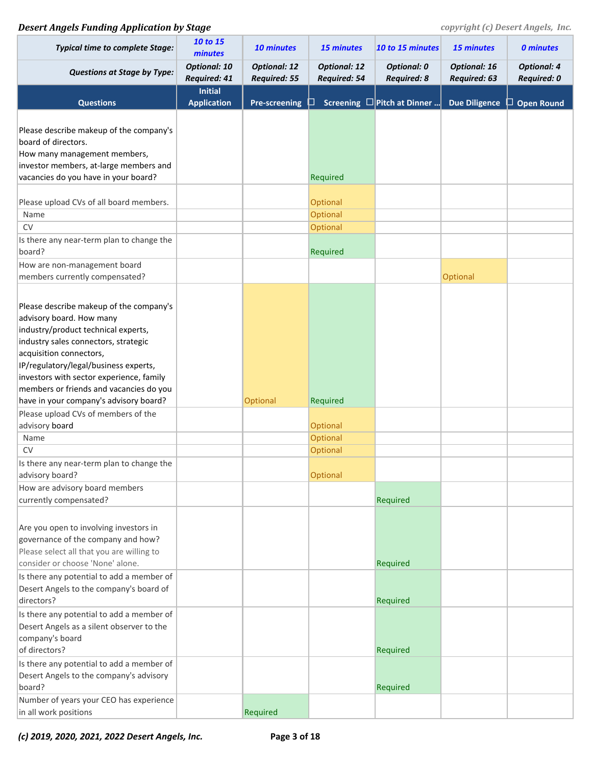*Desert Angels Funding Application by Stage*

| Typical time to complete Stage: | 10 to 15 minutes | 10 minutes | 15 minutes | 10 to 15 minutes | 15 minutes | 0 minutes |
|---|---|---|---|---|---|---|
| **Questions at Stage by Type:** | Optional: 10 Required: 41 | Optional: 12 Required: 55 | Optional: 12 Required: 54 | Optional: 0 Required: 8 | Optional: 16 Required: 63 | Optional: 4 Required: 0 |
| **Questions** | **Initial Application** | **Pre-screening** | **Screening** | **Pitch at Dinner ...** | **Due Diligence** | **Open Round** |
| Please describe makeup of the company's board of directors. How many management members, investor members, at-large members and vacancies do you have in your board? | | | Required | | | |
| Please upload CVs of all board members. | | | Optional | | | |
| Name | | | Optional | | | |
| CV | | | Optional | | | |
| Is there any near-term plan to change the board? | | | Required | | | |
| How are non-management board members currently compensated? | | | | | Optional | |
| Please describe makeup of the company's advisory board. How many industry/product technical experts, industry sales connectors, strategic acquisition connectors, IP/regulatory/legal/business experts, investors with sector experience, family members or friends and vacancies do you have in your company's advisory board? | | Optional | Required | | | |
| Please upload CVs of members of the advisory board | | | Optional | | | |
| Name | | | Optional | | | |
| CV | | | Optional | | | |
| Is there any near-term plan to change the advisory board? | | | Optional | | | |
| How are advisory board members currently compensated? | | | | Required | | |
| Are you open to involving investors in governance of the company and how? Please select all that you are willing to consider or choose 'None' alone. | | | | Required | | |
| Is there any potential to add a member of Desert Angels to the company's board of directors? | | | | Required | | |
| Is there any potential to add a member of Desert Angels as a silent observer to the company's board of directors? | | | | Required | | |
| Is there any potential to add a member of Desert Angels to the company's advisory board? | | | | Required | | |
| Number of years your CEO has experience in all work positions | | Required | | | | |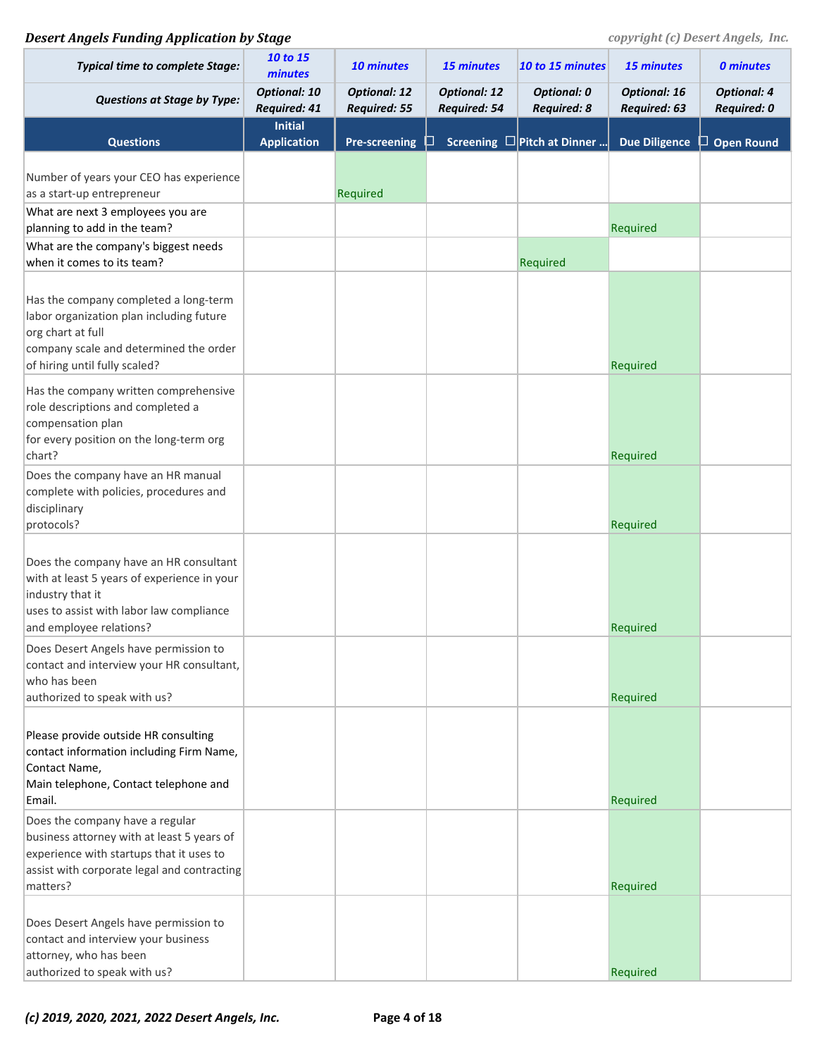***Desert Angels Funding Application by Stage***

| Typical time to complete Stage: | 10 to 15 minutes | 10 minutes | 15 minutes | 10 to 15 minutes | 15 minutes | 0 minutes |
|---|---|---|---|---|---|---|
| **Questions at Stage by Type:** | Optional: 10 Required: 41 | Optional: 12 Required: 55 | Optional: 12 Required: 54 | Optional: 0 Required: 8 | Optional: 16 Required: 63 | Optional: 4 Required: 0 |
| **Questions** | **Initial Application** | **Pre-screening** | **Screening** | **Pitch at Dinner ...** | **Due Diligence** | **Open Round** |
| Number of years your CEO has experience as a start-up entrepreneur | | Required | | | | |
| What are next 3 employees you are planning to add in the team? | | | | | Required | |
| What are the company's biggest needs when it comes to its team? | | | | Required | | |
| Has the company completed a long-term labor organization plan including future org chart at full company scale and determined the order of hiring until fully scaled? | | | | | Required | |
| Has the company written comprehensive role descriptions and completed a compensation plan for every position on the long-term org chart? | | | | | Required | |
| Does the company have an HR manual complete with policies, procedures and disciplinary protocols? | | | | | Required | |
| Does the company have an HR consultant with at least 5 years of experience in your industry that it uses to assist with labor law compliance and employee relations? | | | | | Required | |
| Does Desert Angels have permission to contact and interview your HR consultant, who has been authorized to speak with us? | | | | | Required | |
| Please provide outside HR consulting contact information including Firm Name, Contact Name, Main telephone, Contact telephone and Email. | | | | | Required | |
| Does the company have a regular business attorney with at least 5 years of experience with startups that it uses to assist with corporate legal and contracting matters? | | | | | Required | |
| Does Desert Angels have permission to contact and interview your business attorney, who has been authorized to speak with us? | | | | | Required | |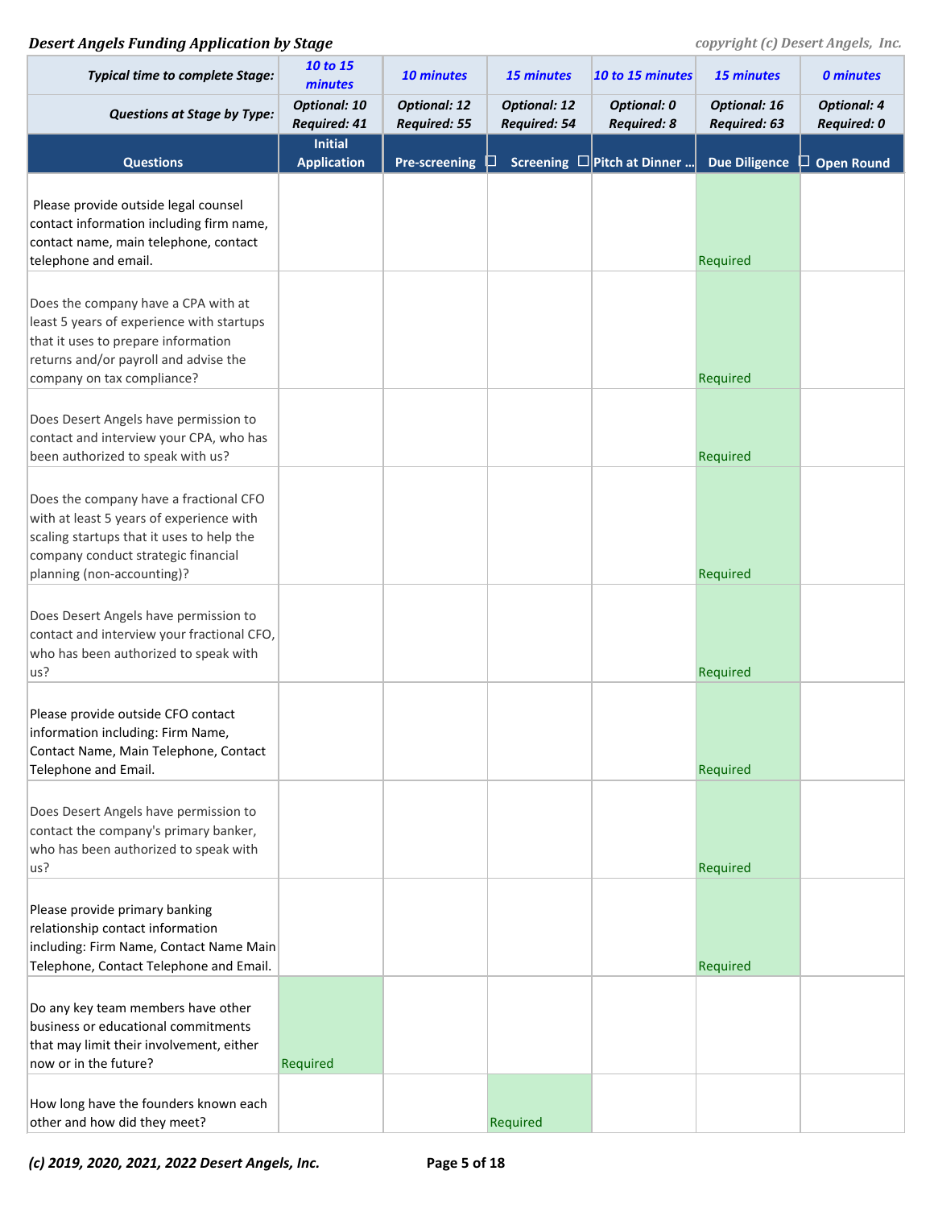**Desert Angels Funding Application by Stage** *copyright (c) Desert Angels, Inc.*

| | Initial Application | Pre-screening | Screening | Pitch at Dinner ... | Due Diligence | Open Round |
|---|---|---|---|---|---|---|
| **Typical time to complete Stage:** | 10 to 15 minutes | 10 minutes | 15 minutes | 10 to 15 minutes | 15 minutes | 0 minutes |
| **Questions at Stage by Type:** | Optional: 10 Required: 41 | Optional: 12 Required: 55 | Optional: 12 Required: 54 | Optional: 0 Required: 8 | Optional: 16 Required: 63 | Optional: 4 Required: 0 |
| **Questions** | | | | | | |
| Please provide outside legal counsel contact information including firm name, contact name, main telephone, contact telephone and email. | | | | | Required | |
| Does the company have a CPA with at least 5 years of experience with startups that it uses to prepare information returns and/or payroll and advise the company on tax compliance? | | | | | Required | |
| Does Desert Angels have permission to contact and interview your CPA, who has been authorized to speak with us? | | | | | Required | |
| Does the company have a fractional CFO with at least 5 years of experience with scaling startups that it uses to help the company conduct strategic financial planning (non-accounting)? | | | | | Required | |
| Does Desert Angels have permission to contact and interview your fractional CFO, who has been authorized to speak with us? | | | | | Required | |
| Please provide outside CFO contact information including: Firm Name, Contact Name, Main Telephone, Contact Telephone and Email. | | | | | Required | |
| Does Desert Angels have permission to contact the company's primary banker, who has been authorized to speak with us? | | | | | Required | |
| Please provide primary banking relationship contact information including: Firm Name, Contact Name Main Telephone, Contact Telephone and Email. | | | | | Required | |
| Do any key team members have other business or educational commitments that may limit their involvement, either now or in the future? | Required | | | | | |
| How long have the founders known each other and how did they meet? | | | Required | | | |

*(c) 2019, 2020, 2021, 2022 Desert Angels, Inc.*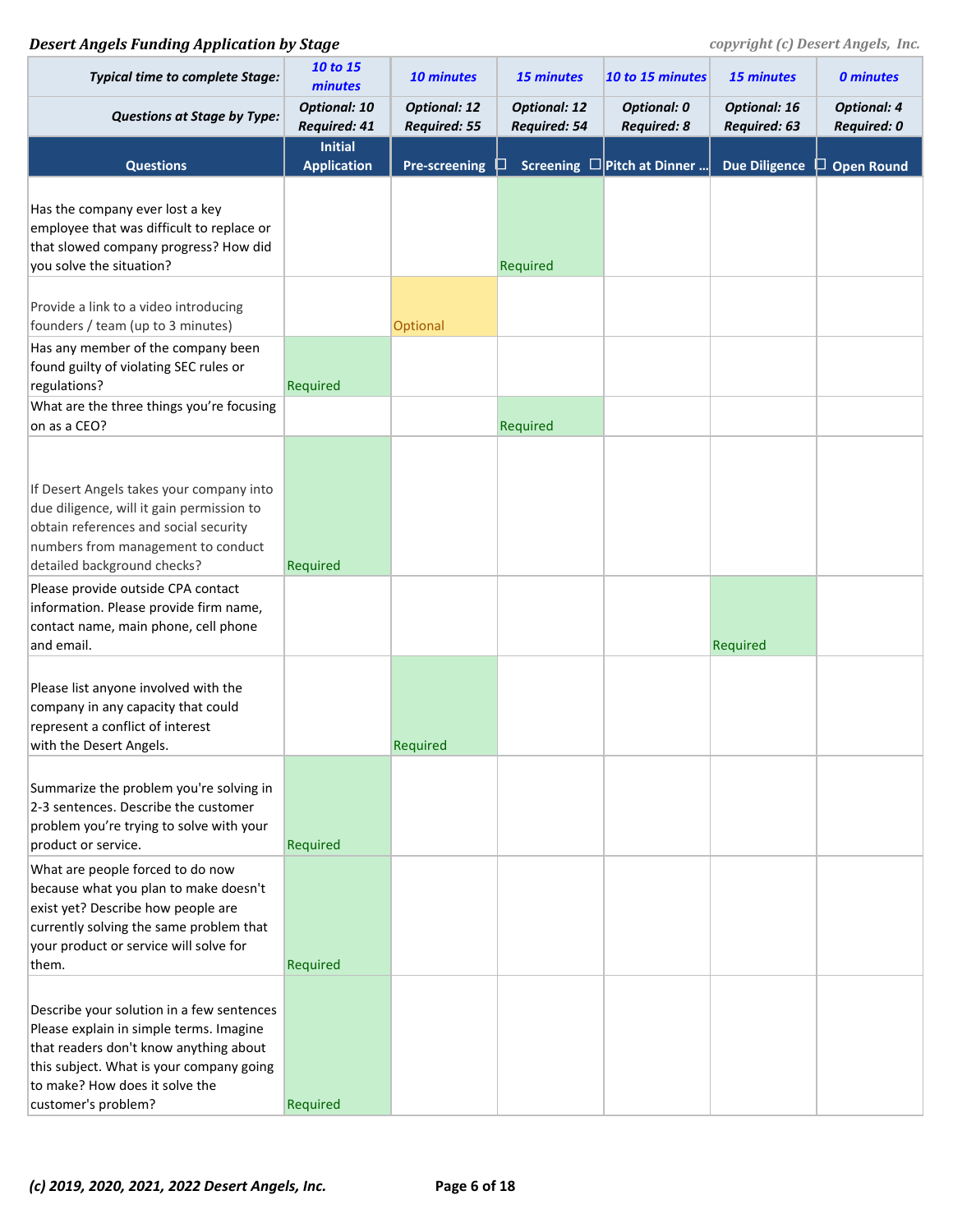*Desert Angels Funding Application by Stage*

*copyright (c) Desert Angels, Inc.*

| | | | | | | |
|---|---|---|---|---|---|---|
| **Typical time to complete Stage:** | *10 to 15 minutes* | *10 minutes* | *15 minutes* | *10 to 15 minutes* | *15 minutes* | *0 minutes* |
| **Questions at Stage by Type:** | *Optional: 10 Required: 41* | *Optional: 12 Required: 55* | *Optional: 12 Required: 54* | *Optional: 0 Required: 8* | *Optional: 16 Required: 63* | *Optional: 4 Required: 0* |
| **Questions** | **Initial Application** | **Pre-screening** | **Screening** | **Pitch at Dinner ...** | **Due Diligence** | **Open Round** |
| Has the company ever lost a key employee that was difficult to replace or that slowed company progress? How did you solve the situation? | | | Required | | | |
| Provide a link to a video introducing founders / team (up to 3 minutes) | | Optional | | | | |
| Has any member of the company been found guilty of violating SEC rules or regulations? | Required | | | | | |
| What are the three things you're focusing on as a CEO? | | | Required | | | |
| If Desert Angels takes your company into due diligence, will it gain permission to obtain references and social security numbers from management to conduct detailed background checks? | Required | | | | | |
| Please provide outside CPA contact information. Please provide firm name, contact name, main phone, cell phone and email. | | | | | Required | |
| Please list anyone involved with the company in any capacity that could represent a conflict of interest with the Desert Angels. | | Required | | | | |
| Summarize the problem you're solving in 2-3 sentences. Describe the customer problem you're trying to solve with your product or service. | Required | | | | | |
| What are people forced to do now because what you plan to make doesn't exist yet? Describe how people are currently solving the same problem that your product or service will solve for them. | Required | | | | | |
| Describe your solution in a few sentences Please explain in simple terms. Imagine that readers don't know anything about this subject. What is your company going to make? How does it solve the customer's problem? | Required | | | | | |

***(c) 2019, 2020, 2021, 2022 Desert Angels, Inc.***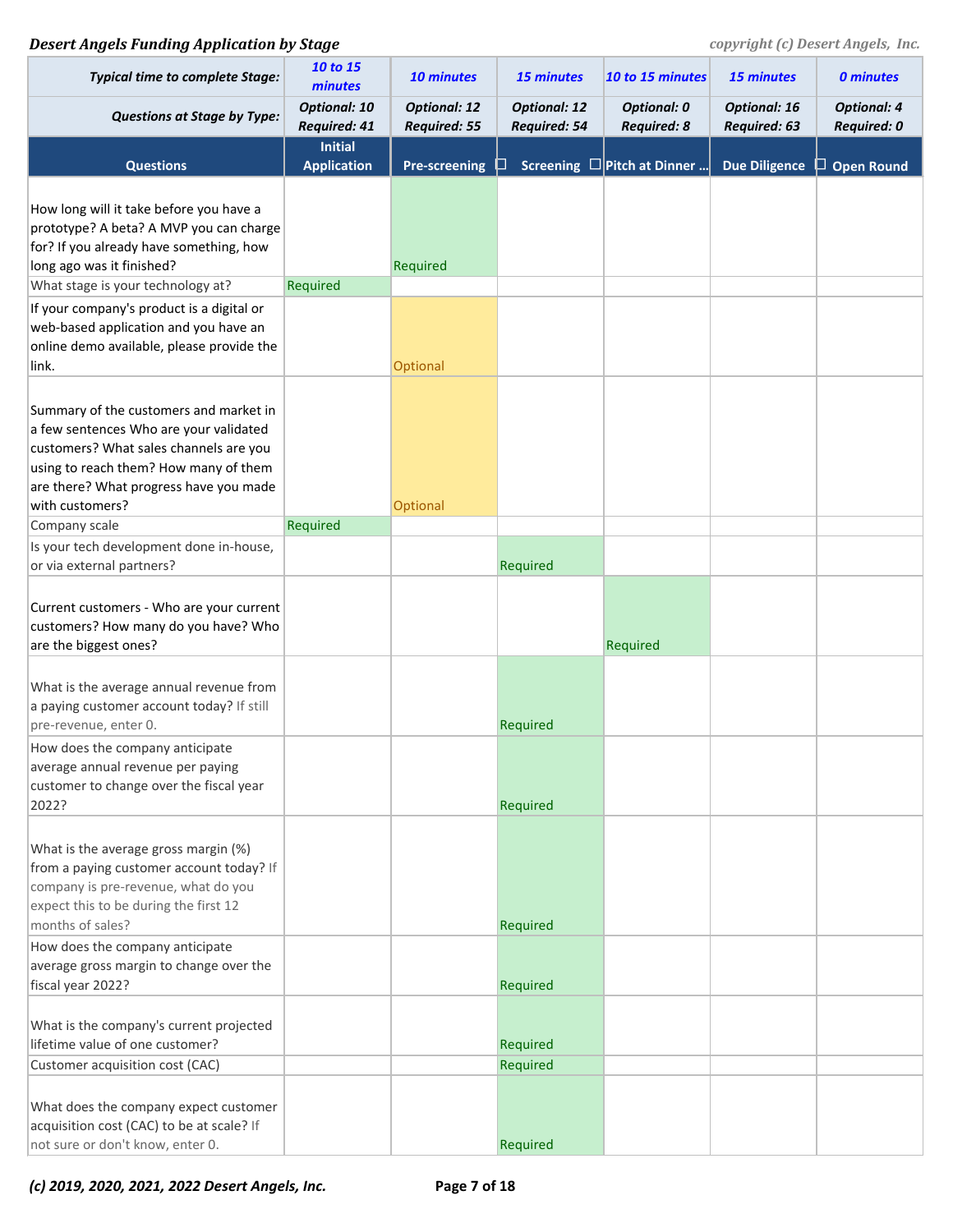**_Desert Angels Funding Application by Stage_**

| Questions | Initial Application | Pre-screening | Screening | Pitch at Dinner ... | Due Diligence | Open Round |
|---|---|---|---|---|---|---|
| ***Typical time to complete Stage:*** | *10 to 15 minutes* | *10 minutes* | *15 minutes* | *10 to 15 minutes* | *15 minutes* | *0 minutes* |
| ***Questions at Stage by Type:*** | *Optional: 10 Required: 41* | *Optional: 12 Required: 55* | *Optional: 12 Required: 54* | *Optional: 0 Required: 8* | *Optional: 16 Required: 63* | *Optional: 4 Required: 0* |
| How long will it take before you have a prototype? A beta? A MVP you can charge for? If you already have something, how long ago was it finished? | | Required | | | | |
| What stage is your technology at? | Required | | | | | |
| If your company's product is a digital or web-based application and you have an online demo available, please provide the link. | | Optional | | | | |
| Summary of the customers and market in a few sentences Who are your validated customers? What sales channels are you using to reach them? How many of them are there? What progress have you made with customers? | | Optional | | | | |
| Company scale | Required | | | | | |
| Is your tech development done in-house, or via external partners? | | | Required | | | |
| Current customers - Who are your current customers? How many do you have? Who are the biggest ones? | | | | Required | | |
| What is the average annual revenue from a paying customer account today? If still pre-revenue, enter 0. | | | Required | | | |
| How does the company anticipate average annual revenue per paying customer to change over the fiscal year 2022? | | | Required | | | |
| What is the average gross margin (%) from a paying customer account today? If company is pre-revenue, what do you expect this to be during the first 12 months of sales? | | | Required | | | |
| How does the company anticipate average gross margin to change over the fiscal year 2022? | | | Required | | | |
| What is the company's current projected lifetime value of one customer? | | | Required | | | |
| Customer acquisition cost (CAC) | | | Required | | | |
| What does the company expect customer acquisition cost (CAC) to be at scale? If not sure or don't know, enter 0. | | | Required | | | |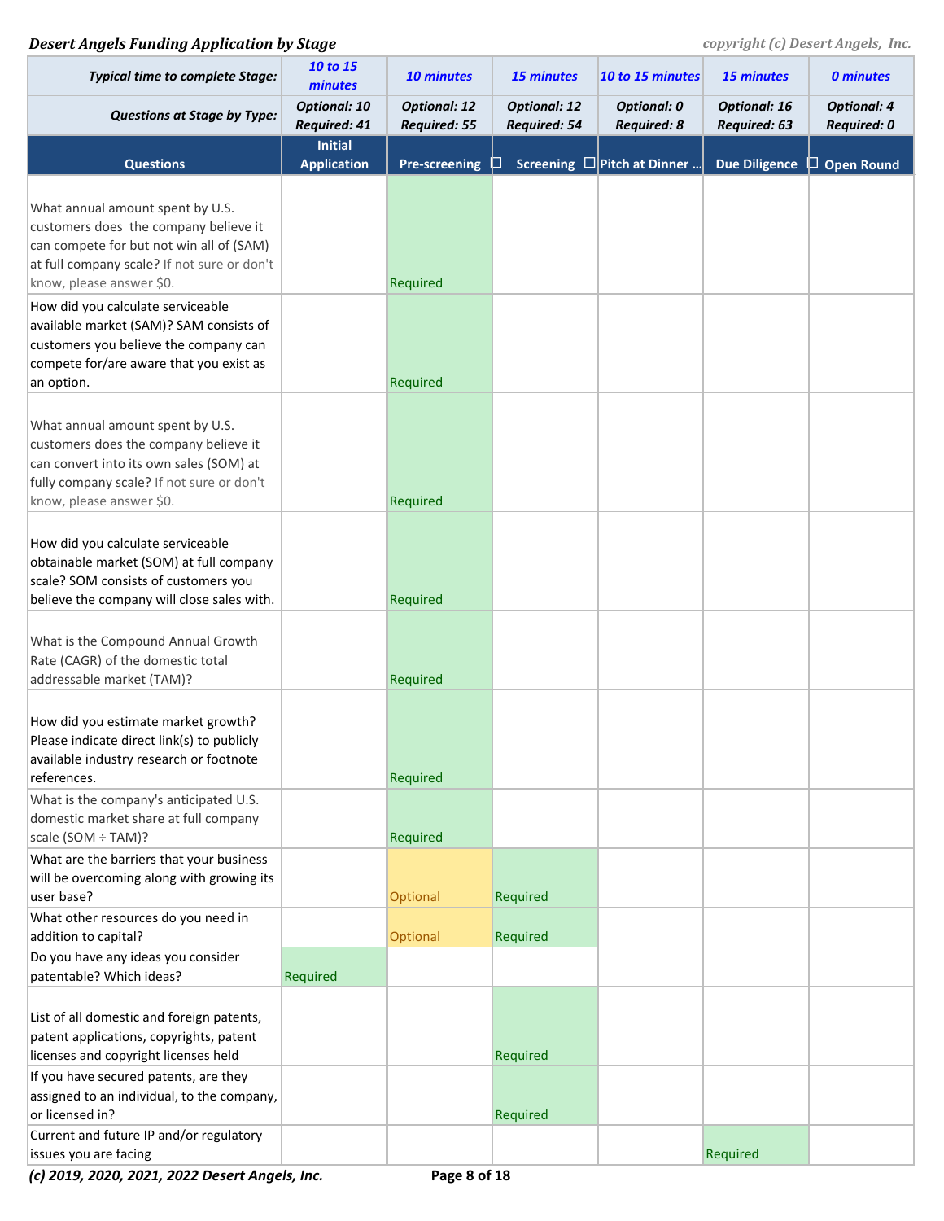| | | | | | | |
|---|---|---|---|---|---|---|
| **Typical time to complete Stage:** | *10 to 15 minutes* | *10 minutes* | *15 minutes* | *10 to 15 minutes* | *15 minutes* | *0 minutes* |
| **Questions at Stage by Type:** | *Optional: 10 Required: 41* | *Optional: 12 Required: 55* | *Optional: 12 Required: 54* | *Optional: 0 Required: 8* | *Optional: 16 Required: 63* | *Optional: 4 Required: 0* |
| **Questions** | **Initial Application** | **Pre-screening** | **Screening** | **Pitch at Dinner ...** | **Due Diligence** | **Open Round** |
| What annual amount spent by U.S. customers does the company believe it can compete for but not win all of (SAM) at full company scale? If not sure or don't know, please answer $0. | | Required | | | | |
| How did you calculate serviceable available market (SAM)? SAM consists of customers you believe the company can compete for/are aware that you exist as an option. | | Required | | | | |
| What annual amount spent by U.S. customers does the company believe it can convert into its own sales (SOM) at fully company scale? If not sure or don't know, please answer $0. | | Required | | | | |
| How did you calculate serviceable obtainable market (SOM) at full company scale? SOM consists of customers you believe the company will close sales with. | | Required | | | | |
| What is the Compound Annual Growth Rate (CAGR) of the domestic total addressable market (TAM)? | | Required | | | | |
| How did you estimate market growth? Please indicate direct link(s) to publicly available industry research or footnote references. | | Required | | | | |
| What is the company's anticipated U.S. domestic market share at full company scale (SOM ÷ TAM)? | | Required | | | | |
| What are the barriers that your business will be overcoming along with growing its user base? | | Optional | Required | | | |
| What other resources do you need in addition to capital? | | Optional | Required | | | |
| Do you have any ideas you consider patentable? Which ideas? | Required | | | | | |
| List of all domestic and foreign patents, patent applications, copyrights, patent licenses and copyright licenses held | | | Required | | | |
| If you have secured patents, are they assigned to an individual, to the company, or licensed in? | | | Required | | | |
| Current and future IP and/or regulatory issues you are facing | | | | | Required | |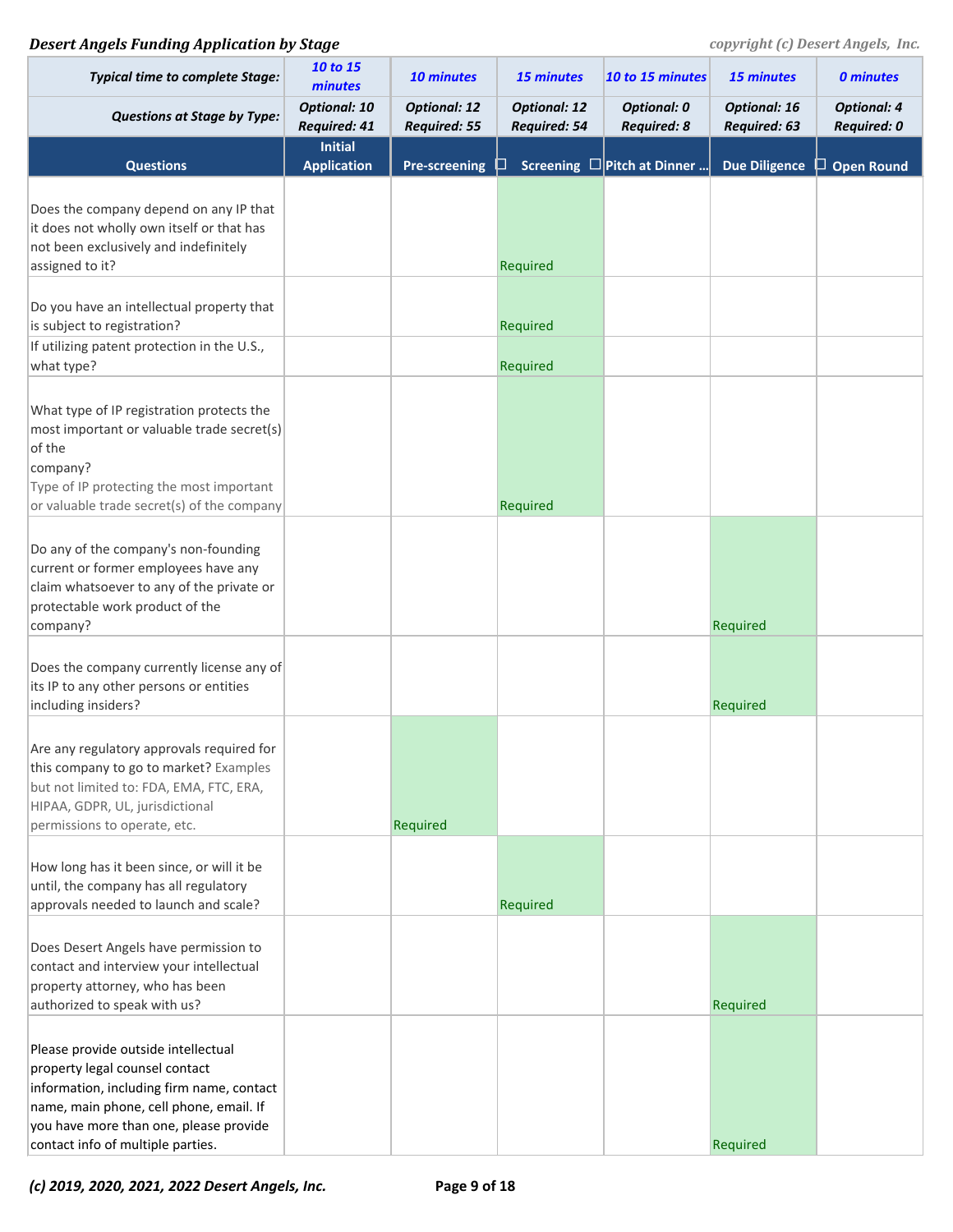**Desert Angels Funding Application by Stage**

*copyright (c) Desert Angels, Inc.*

| Questions | Initial Application | Pre-screening | Screening | Pitch at Dinner ... | Due Diligence | Open Round |
|---|---|---|---|---|---|---|
| **Typical time to complete Stage:** | *10 to 15 minutes* | *10 minutes* | *15 minutes* | *10 to 15 minutes* | *15 minutes* | *0 minutes* |
| **Questions at Stage by Type:** | Optional: 10 Required: 41 | Optional: 12 Required: 55 | Optional: 12 Required: 54 | Optional: 0 Required: 8 | Optional: 16 Required: 63 | Optional: 4 Required: 0 |
| Does the company depend on any IP that it does not wholly own itself or that has not been exclusively and indefinitely assigned to it? | | | Required | | | |
| Do you have an intellectual property that is subject to registration? | | | Required | | | |
| If utilizing patent protection in the U.S., what type? | | | Required | | | |
| What type of IP registration protects the most important or valuable trade secret(s) of the company? Type of IP protecting the most important or valuable trade secret(s) of the company | | | Required | | | |
| Do any of the company's non-founding current or former employees have any claim whatsoever to any of the private or protectable work product of the company? | | | | | Required | |
| Does the company currently license any of its IP to any other persons or entities including insiders? | | | | | Required | |
| Are any regulatory approvals required for this company to go to market? Examples but not limited to: FDA, EMA, FTC, ERA, HIPAA, GDPR, UL, jurisdictional permissions to operate, etc. | | Required | | | | |
| How long has it been since, or will it be until, the company has all regulatory approvals needed to launch and scale? | | | Required | | | |
| Does Desert Angels have permission to contact and interview your intellectual property attorney, who has been authorized to speak with us? | | | | | Required | |
| Please provide outside intellectual property legal counsel contact information, including firm name, contact name, main phone, cell phone, email. If you have more than one, please provide contact info of multiple parties. | | | | | Required | |

*(c) 2019, 2020, 2021, 2022 Desert Angels, Inc.*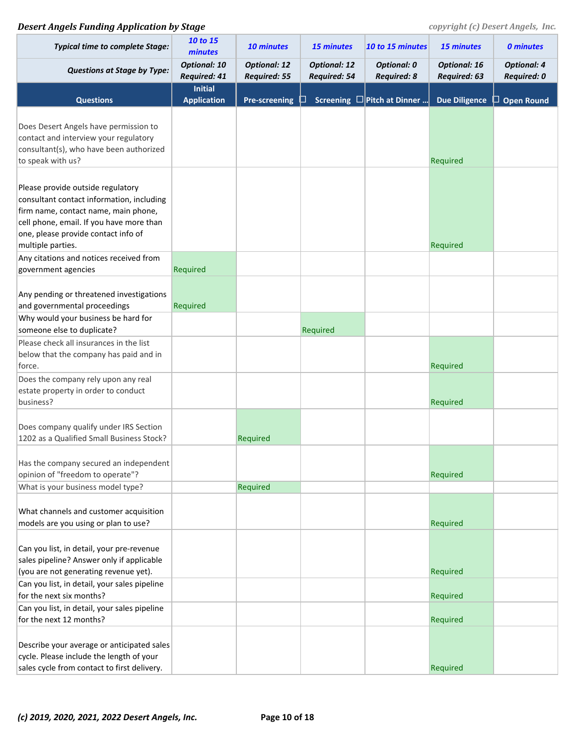***Desert Angels Funding Application by Stage***

*copyright (c) Desert Angels, Inc.*

| Typical time to complete Stage: | 10 to 15 minutes | 10 minutes | 15 minutes | 10 to 15 minutes | 15 minutes | 0 minutes |
|---|---|---|---|---|---|---|
| **Questions at Stage by Type:** | Optional: 10 Required: 41 | Optional: 12 Required: 55 | Optional: 12 Required: 54 | Optional: 0 Required: 8 | Optional: 16 Required: 63 | Optional: 4 Required: 0 |
| **Questions** | **Initial Application** | **Pre-screening** | **Screening** | **Pitch at Dinner ...** | **Due Diligence** | **Open Round** |
| Does Desert Angels have permission to contact and interview your regulatory consultant(s), who have been authorized to speak with us? | | | | | Required | |
| Please provide outside regulatory consultant contact information, including firm name, contact name, main phone, cell phone, email. If you have more than one, please provide contact info of multiple parties. | | | | | Required | |
| Any citations and notices received from government agencies | Required | | | | | |
| Any pending or threatened investigations and governmental proceedings | Required | | | | | |
| Why would your business be hard for someone else to duplicate? | | | Required | | | |
| Please check all insurances in the list below that the company has paid and in force. | | | | | Required | |
| Does the company rely upon any real estate property in order to conduct business? | | | | | Required | |
| Does company qualify under IRS Section 1202 as a Qualified Small Business Stock? | | Required | | | | |
| Has the company secured an independent opinion of "freedom to operate"? | | | | | Required | |
| What is your business model type? | | Required | | | | |
| What channels and customer acquisition models are you using or plan to use? | | | | | Required | |
| Can you list, in detail, your pre-revenue sales pipeline? Answer only if applicable (you are not generating revenue yet). | | | | | Required | |
| Can you list, in detail, your sales pipeline for the next six months? | | | | | Required | |
| Can you list, in detail, your sales pipeline for the next 12 months? | | | | | Required | |
| Describe your average or anticipated sales cycle. Please include the length of your sales cycle from contact to first delivery. | | | | | Required | |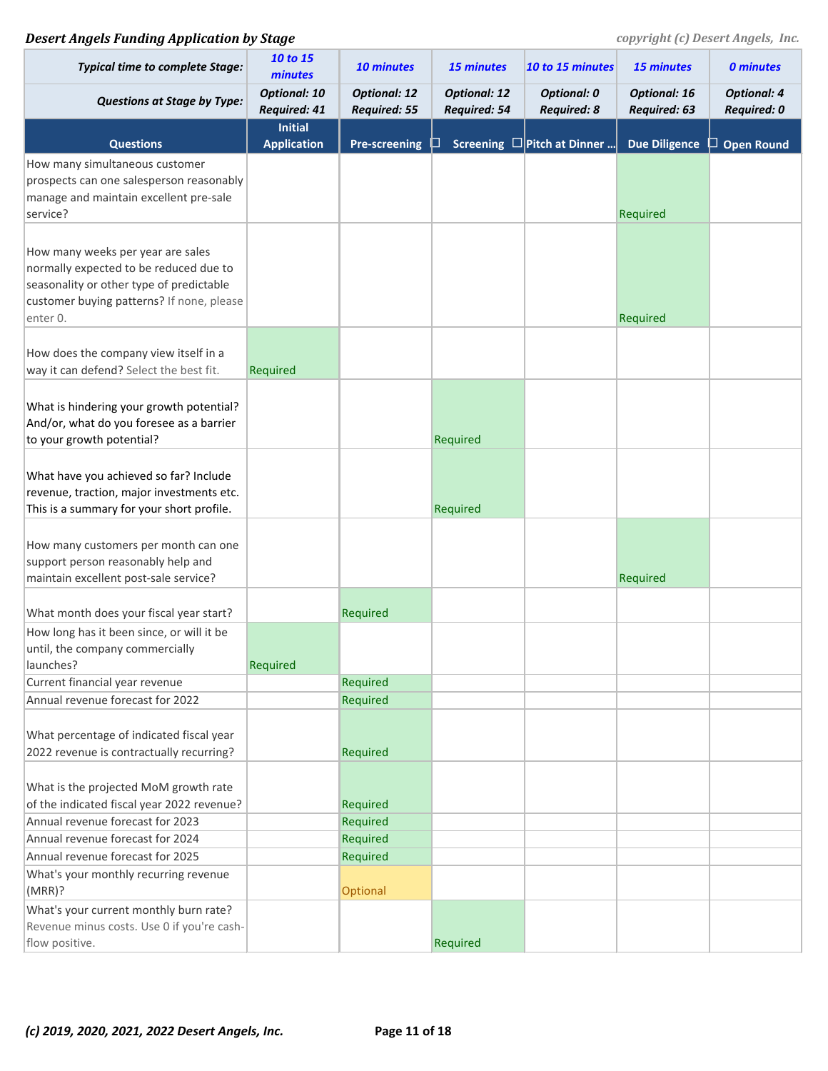***Desert Angels Funding Application by Stage***

| Questions | Initial Application | Pre-screening | Screening | Pitch at Dinner ... | Due Diligence | Open Round |
|---|---|---|---|---|---|---|
| ***Typical time to complete Stage:*** | *10 to 15 minutes* | *10 minutes* | *15 minutes* | *10 to 15 minutes* | *15 minutes* | *0 minutes* |
| ***Questions at Stage by Type:*** | *Optional: 10 Required: 41* | *Optional: 12 Required: 55* | *Optional: 12 Required: 54* | *Optional: 0 Required: 8* | *Optional: 16 Required: 63* | *Optional: 4 Required: 0* |
| How many simultaneous customer prospects can one salesperson reasonably manage and maintain excellent pre-sale service? | | | | | Required | |
| How many weeks per year are sales normally expected to be reduced due to seasonality or other type of predictable customer buying patterns? If none, please enter 0. | | | | | Required | |
| How does the company view itself in a way it can defend? Select the best fit. | Required | | | | | |
| What is hindering your growth potential? And/or, what do you foresee as a barrier to your growth potential? | | | Required | | | |
| What have you achieved so far? Include revenue, traction, major investments etc. This is a summary for your short profile. | | | Required | | | |
| How many customers per month can one support person reasonably help and maintain excellent post-sale service? | | | | | Required | |
| What month does your fiscal year start? | | Required | | | | |
| How long has it been since, or will it be until, the company commercially launches? | Required | | | | | |
| Current financial year revenue | | Required | | | | |
| Annual revenue forecast for 2022 | | Required | | | | |
| What percentage of indicated fiscal year 2022 revenue is contractually recurring? | | Required | | | | |
| What is the projected MoM growth rate of the indicated fiscal year 2022 revenue? | | Required | | | | |
| Annual revenue forecast for 2023 | | Required | | | | |
| Annual revenue forecast for 2024 | | Required | | | | |
| Annual revenue forecast for 2025 | | Required | | | | |
| What's your monthly recurring revenue (MRR)? | | Optional | | | | |
| What's your current monthly burn rate? Revenue minus costs. Use 0 if you're cash-flow positive. | | | Required | | | |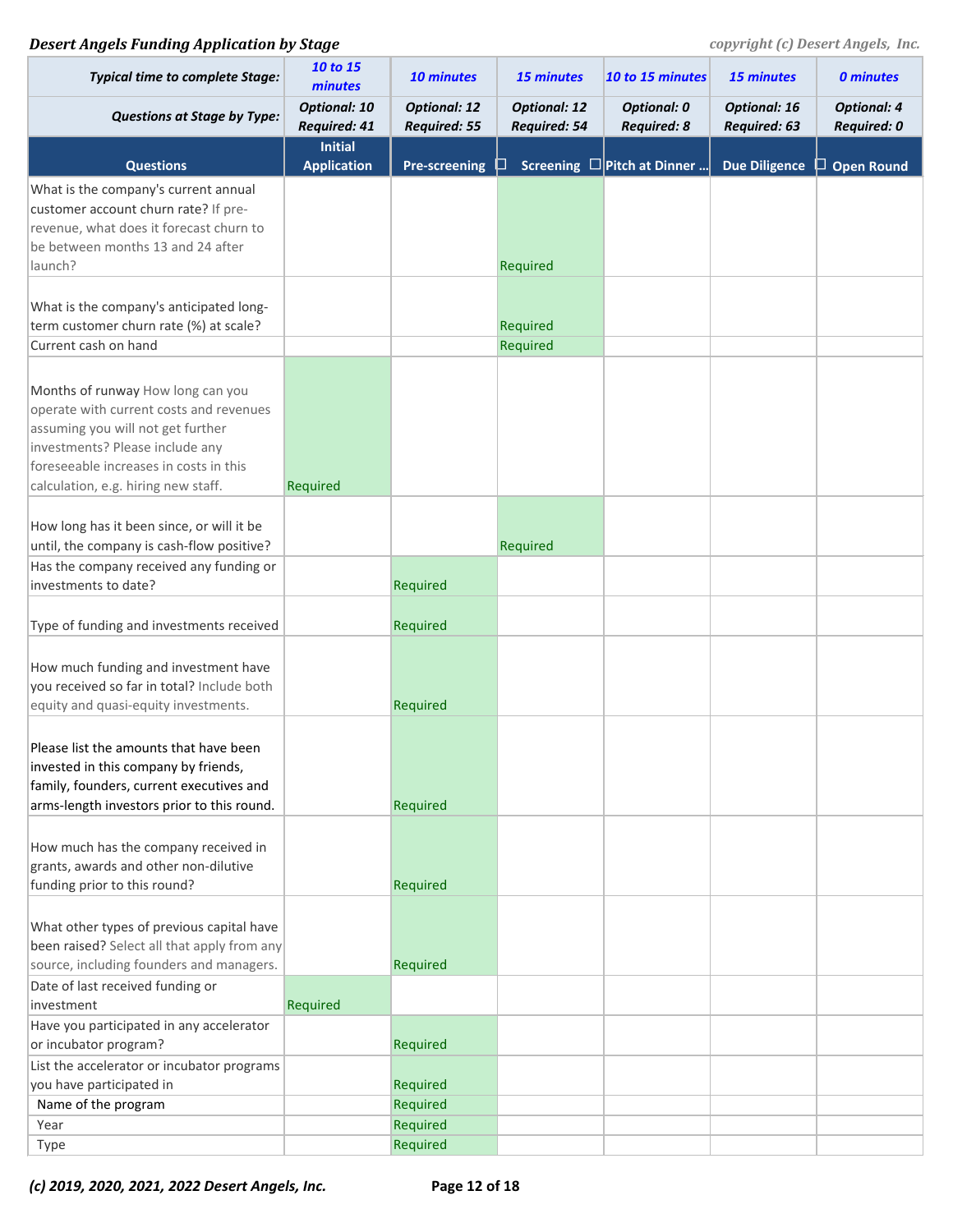*Desert Angels Funding Application by Stage*

| Typical time to complete Stage: | 10 to 15 minutes | 10 minutes | 15 minutes | 10 to 15 minutes | 15 minutes | 0 minutes |
|---|---|---|---|---|---|---|
| **Questions at Stage by Type:** | Optional: 10 Required: 41 | Optional: 12 Required: 55 | Optional: 12 Required: 54 | Optional: 0 Required: 8 | Optional: 16 Required: 63 | Optional: 4 Required: 0 |
| **Questions** | **Initial Application** | **Pre-screening** | **Screening** | **Pitch at Dinner ...** | **Due Diligence** | **Open Round** |
| What is the company's current annual customer account churn rate? If pre-revenue, what does it forecast churn to be between months 13 and 24 after launch? | | | Required | | | |
| What is the company's anticipated long-term customer churn rate (%) at scale? | | | Required | | | |
| Current cash on hand | | | Required | | | |
| Months of runway How long can you operate with current costs and revenues assuming you will not get further investments? Please include any foreseeable increases in costs in this calculation, e.g. hiring new staff. | Required | | | | | |
| How long has it been since, or will it be until, the company is cash-flow positive? | | | Required | | | |
| Has the company received any funding or investments to date? | | Required | | | | |
| Type of funding and investments received | | Required | | | | |
| How much funding and investment have you received so far in total? Include both equity and quasi-equity investments. | | Required | | | | |
| Please list the amounts that have been invested in this company by friends, family, founders, current executives and arms-length investors prior to this round. | | Required | | | | |
| How much has the company received in grants, awards and other non-dilutive funding prior to this round? | | Required | | | | |
| What other types of previous capital have been raised? Select all that apply from any source, including founders and managers. | | Required | | | | |
| Date of last received funding or investment | Required | | | | | |
| Have you participated in any accelerator or incubator program? | | Required | | | | |
| List the accelerator or incubator programs you have participated in | | Required | | | | |
| Name of the program | | Required | | | | |
| Year | | Required | | | | |
| Type | | Required | | | | |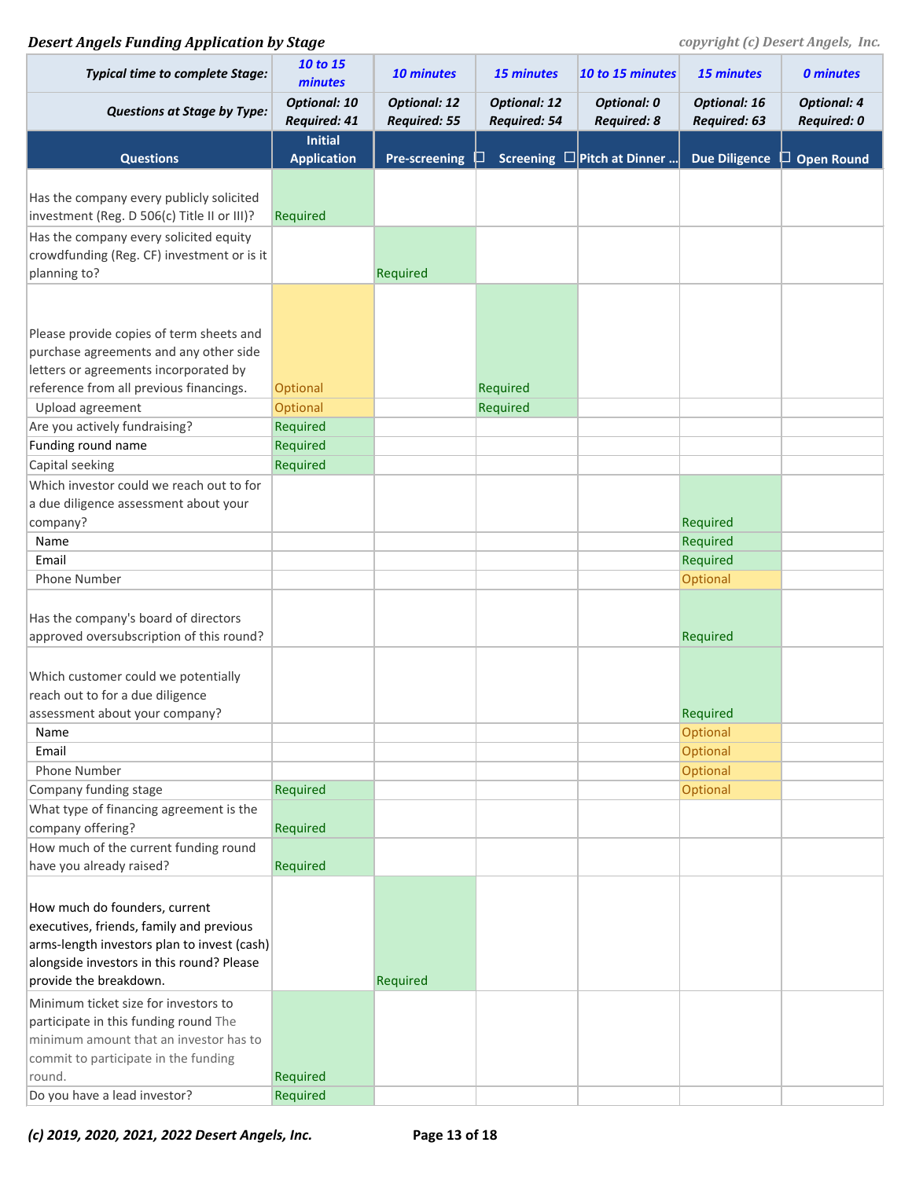***Desert Angels Funding Application by Stage***

| Typical time to complete Stage: | 10 to 15 minutes | 10 minutes | 15 minutes | 10 to 15 minutes | 15 minutes | 0 minutes |
|---|---|---|---|---|---|---|
| **Questions at Stage by Type:** | Optional: 10 Required: 41 | Optional: 12 Required: 55 | Optional: 12 Required: 54 | Optional: 0 Required: 8 | Optional: 16 Required: 63 | Optional: 4 Required: 0 |
| **Questions** | **Initial Application** | **Pre-screening** | **Screening** | **Pitch at Dinner ...** | **Due Diligence** | **Open Round** |
| Has the company every publicly solicited investment (Reg. D 506(c) Title II or III)? | Required | | | | | |
| Has the company every solicited equity crowdfunding (Reg. CF) investment or is it planning to? | | Required | | | | |
| Please provide copies of term sheets and purchase agreements and any other side letters or agreements incorporated by reference from all previous financings. | Optional | | Required | | | |
| Upload agreement | Optional | | Required | | | |
| Are you actively fundraising? | Required | | | | | |
| Funding round name | Required | | | | | |
| Capital seeking | Required | | | | | |
| Which investor could we reach out to for a due diligence assessment about your company? | | | | | Required | |
| Name | | | | | Required | |
| Email | | | | | Required | |
| Phone Number | | | | | Optional | |
| Has the company's board of directors approved oversubscription of this round? | | | | | Required | |
| Which customer could we potentially reach out to for a due diligence assessment about your company? | | | | | Required | |
| Name | | | | | Optional | |
| Email | | | | | Optional | |
| Phone Number | | | | | Optional | |
| Company funding stage | Required | | | | Optional | |
| What type of financing agreement is the company offering? | Required | | | | | |
| How much of the current funding round have you already raised? | Required | | | | | |
| How much do founders, current executives, friends, family and previous arms-length investors plan to invest (cash) alongside investors in this round? Please provide the breakdown. | | Required | | | | |
| Minimum ticket size for investors to participate in this funding round The minimum amount that an investor has to commit to participate in the funding round. | Required | | | | | |
| Do you have a lead investor? | Required | | | | | |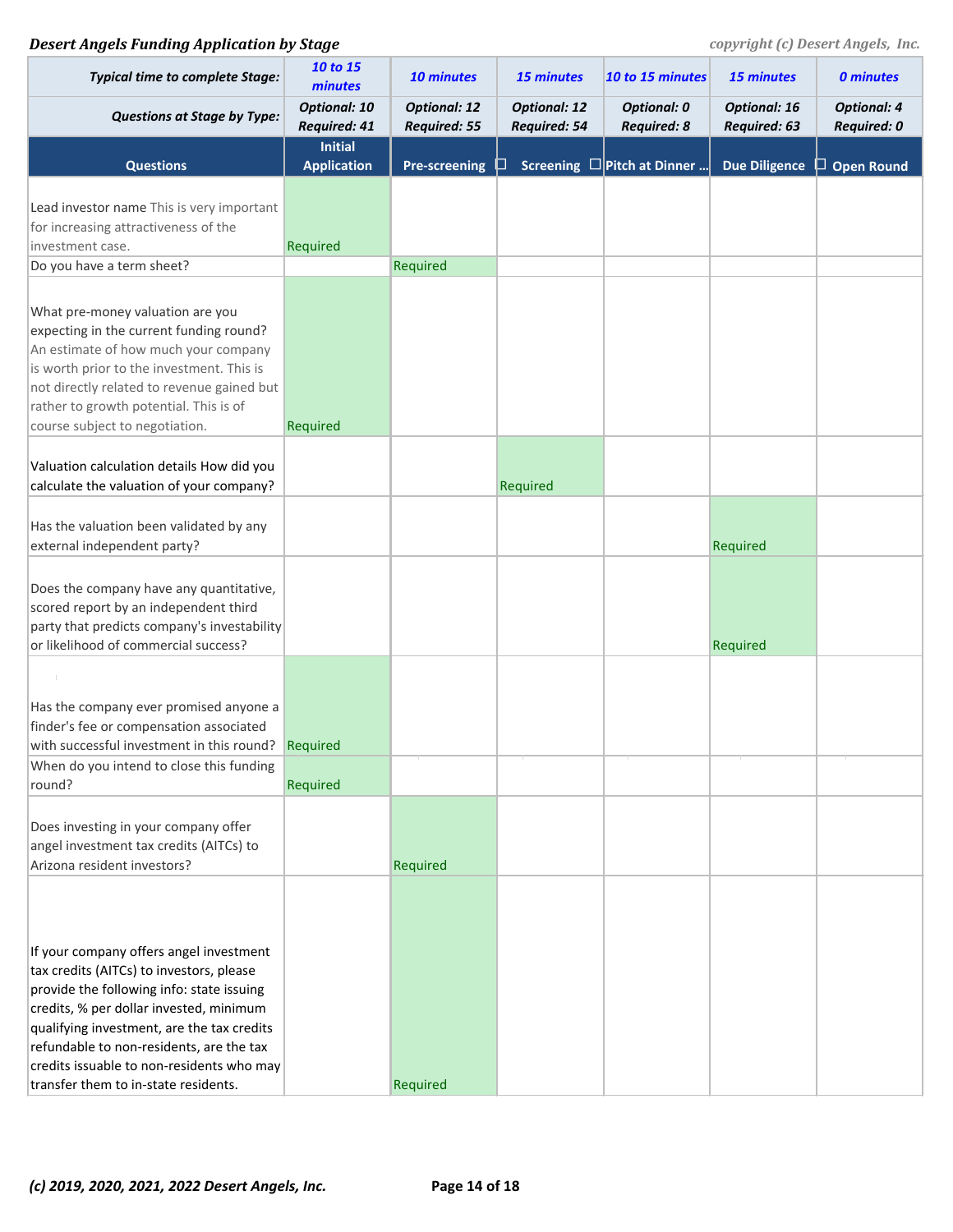*Desert Angels Funding Application by Stage*

*copyright (c) Desert Angels, Inc.*

| Questions | Initial Application | Pre-screening | Screening | Pitch at Dinner ... | Due Diligence | Open Round |
|---|---|---|---|---|---|---|
| **Typical time to complete Stage:** | *10 to 15 minutes* | *10 minutes* | *15 minutes* | *10 to 15 minutes* | *15 minutes* | *0 minutes* |
| **Questions at Stage by Type:** | *Optional: 10 Required: 41* | *Optional: 12 Required: 55* | *Optional: 12 Required: 54* | *Optional: 0 Required: 8* | *Optional: 16 Required: 63* | *Optional: 4 Required: 0* |
| Lead investor name This is very important for increasing attractiveness of the investment case. | Required | | | | | |
| Do you have a term sheet? | | Required | | | | |
| What pre-money valuation are you expecting in the current funding round? An estimate of how much your company is worth prior to the investment. This is not directly related to revenue gained but rather to growth potential. This is of course subject to negotiation. | Required | | | | | |
| Valuation calculation details How did you calculate the valuation of your company? | | | Required | | | |
| Has the valuation been validated by any external independent party? | | | | | Required | |
| Does the company have any quantitative, scored report by an independent third party that predicts company's investability or likelihood of commercial success? | | | | | Required | |
| Has the company ever promised anyone a finder's fee or compensation associated with successful investment in this round? | Required | | | | | |
| When do you intend to close this funding round? | Required | | | | | |
| Does investing in your company offer angel investment tax credits (AITCs) to Arizona resident investors? | | Required | | | | |
| If your company offers angel investment tax credits (AITCs) to investors, please provide the following info: state issuing credits, % per dollar invested, minimum qualifying investment, are the tax credits refundable to non-residents, are the tax credits issuable to non-residents who may transfer them to in-state residents. | | Required | | | | |

*(c) 2019, 2020, 2021, 2022 Desert Angels, Inc.*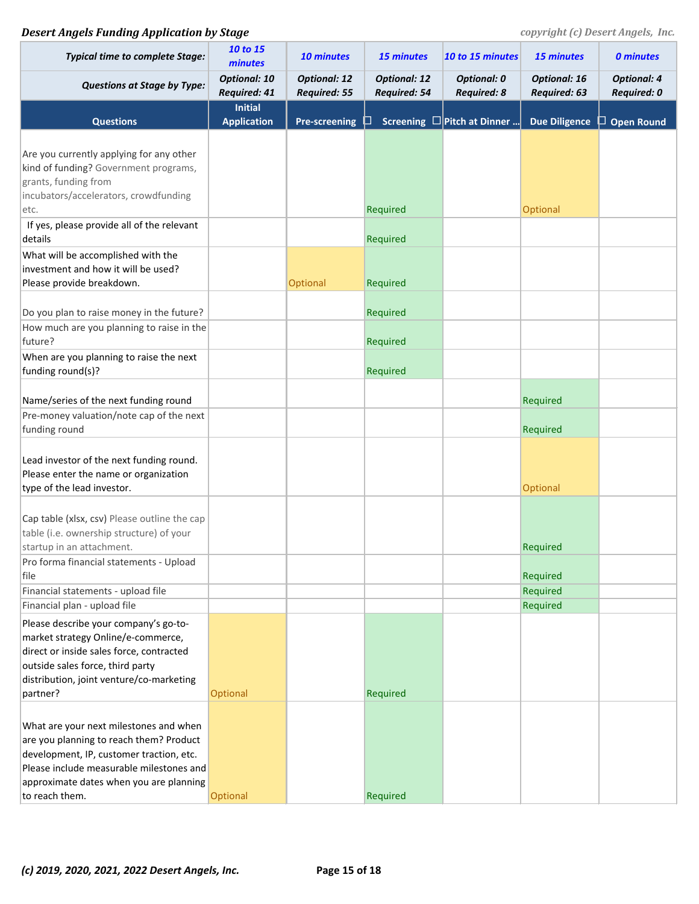***Desert Angels Funding Application by Stage***

| | | | | | | |
|---|---|---|---|---|---|---|
| ***Typical time to complete Stage:*** | *10 to 15 minutes* | *10 minutes* | *15 minutes* | *10 to 15 minutes* | *15 minutes* | *0 minutes* |
| ***Questions at Stage by Type:*** | *Optional: 10 Required: 41* | *Optional: 12 Required: 55* | *Optional: 12 Required: 54* | *Optional: 0 Required: 8* | *Optional: 16 Required: 63* | *Optional: 4 Required: 0* |
| **Questions** | **Initial Application** | **Pre-screening** | **Screening** | **Pitch at Dinner ...** | **Due Diligence** | **Open Round** |
| Are you currently applying for any other kind of funding? Government programs, grants, funding from incubators/accelerators, crowdfunding etc. | | | Required | | Optional | |
| If yes, please provide all of the relevant details | | | Required | | | |
| What will be accomplished with the investment and how it will be used? Please provide breakdown. | | Optional | Required | | | |
| Do you plan to raise money in the future? | | | Required | | | |
| How much are you planning to raise in the future? | | | Required | | | |
| When are you planning to raise the next funding round(s)? | | | Required | | | |
| Name/series of the next funding round | | | | | Required | |
| Pre-money valuation/note cap of the next funding round | | | | | Required | |
| Lead investor of the next funding round. Please enter the name or organization type of the lead investor. | | | | | Optional | |
| Cap table (xlsx, csv) Please outline the cap table (i.e. ownership structure) of your startup in an attachment. | | | | | Required | |
| Pro forma financial statements - Upload file | | | | | Required | |
| Financial statements - upload file | | | | | Required | |
| Financial plan - upload file | | | | | Required | |
| Please describe your company's go-to-market strategy Online/e-commerce, direct or inside sales force, contracted outside sales force, third party distribution, joint venture/co-marketing partner? | Optional | | Required | | | |
| What are your next milestones and when are you planning to reach them? Product development, IP, customer traction, etc. Please include measurable milestones and approximate dates when you are planning to reach them. | Optional | | Required | | | |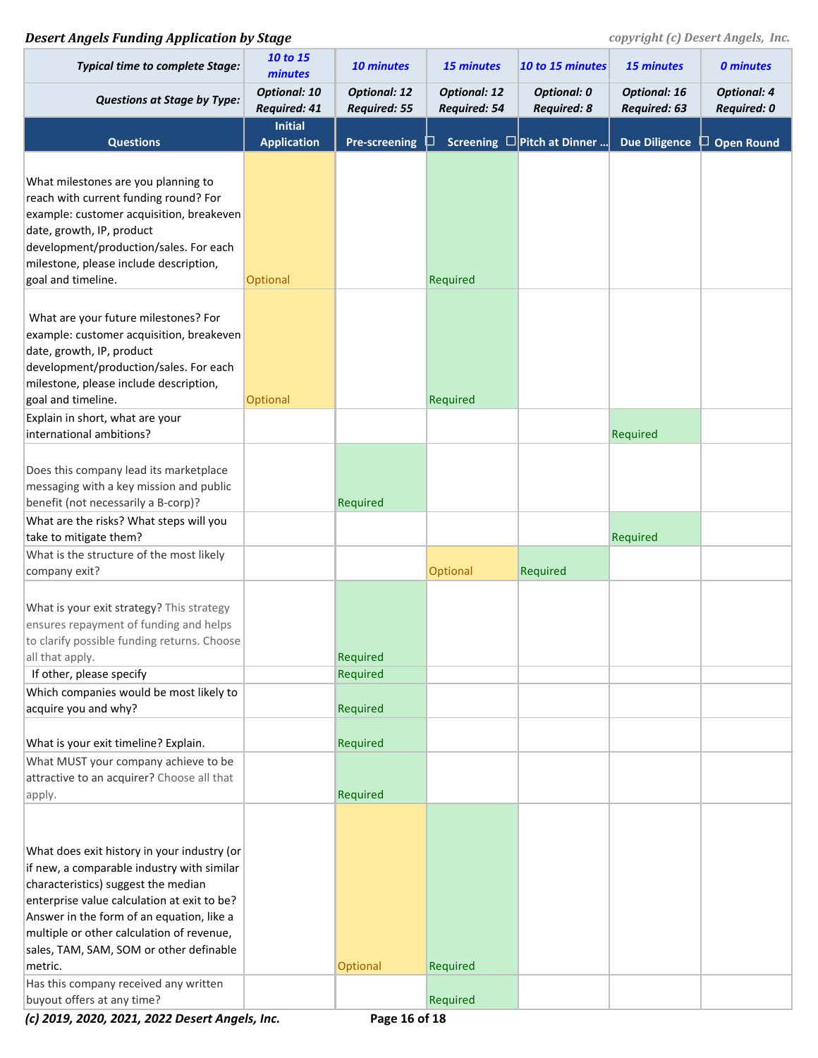***Desert Angels Funding Application by Stage***

| Typical time to complete Stage: | 10 to 15 minutes | 10 minutes | 15 minutes | 10 to 15 minutes | 15 minutes | 0 minutes |
|---|---|---|---|---|---|---|
| **Questions at Stage by Type:** | Optional: 10 Required: 41 | Optional: 12 Required: 55 | Optional: 12 Required: 54 | Optional: 0 Required: 8 | Optional: 16 Required: 63 | Optional: 4 Required: 0 |
| **Questions** | **Initial Application** | **Pre-screening** | **Screening** | **Pitch at Dinner ...** | **Due Diligence** | **Open Round** |
| What milestones are you planning to reach with current funding round? For example: customer acquisition, breakeven date, growth, IP, product development/production/sales. For each milestone, please include description, goal and timeline. | Optional | | Required | | | |
| What are your future milestones? For example: customer acquisition, breakeven date, growth, IP, product development/production/sales. For each milestone, please include description, goal and timeline. | Optional | | Required | | | |
| Explain in short, what are your international ambitions? | | | | | Required | |
| Does this company lead its marketplace messaging with a key mission and public benefit (not necessarily a B-corp)? | | Required | | | | |
| What are the risks? What steps will you take to mitigate them? | | | | | Required | |
| What is the structure of the most likely company exit? | | | Optional | Required | | |
| What is your exit strategy? This strategy ensures repayment of funding and helps to clarify possible funding returns. Choose all that apply. | | Required | | | | |
| If other, please specify | | Required | | | | |
| Which companies would be most likely to acquire you and why? | | Required | | | | |
| What is your exit timeline? Explain. | | Required | | | | |
| What MUST your company achieve to be attractive to an acquirer? Choose all that apply. | | Required | | | | |
| What does exit history in your industry (or if new, a comparable industry with similar characteristics) suggest the median enterprise value calculation at exit to be? Answer in the form of an equation, like a multiple or other calculation of revenue, sales, TAM, SAM, SOM or other definable metric. | | Optional | Required | | | |
| Has this company received any written buyout offers at any time? | | | Required | | | |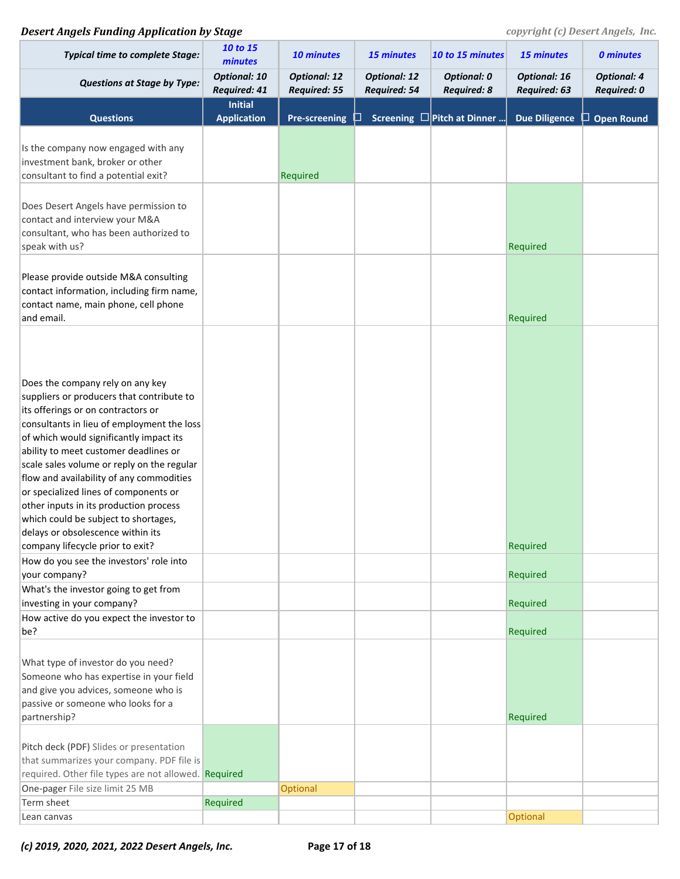| Typical time to complete Stage: | 10 to 15 minutes | 10 minutes | 15 minutes | 10 to 15 minutes | 15 minutes | 0 minutes |
|---|---|---|---|---|---|---|
| **Questions at Stage by Type:** | Optional: 10 Required: 41 | Optional: 12 Required: 55 | Optional: 12 Required: 54 | Optional: 0 Required: 8 | Optional: 16 Required: 63 | Optional: 4 Required: 0 |
| **Questions** | **Initial Application** | **Pre-screening** | **Screening** | **Pitch at Dinner ...** | **Due Diligence** | **Open Round** |
| Is the company now engaged with any investment bank, broker or other consultant to find a potential exit? | | Required | | | | |
| Does Desert Angels have permission to contact and interview your M&A consultant, who has been authorized to speak with us? | | | | | Required | |
| Please provide outside M&A consulting contact information, including firm name, contact name, main phone, cell phone and email. | | | | | Required | |
| Does the company rely on any key suppliers or producers that contribute to its offerings or on contractors or consultants in lieu of employment the loss of which would significantly impact its ability to meet customer deadlines or scale sales volume or reply on the regular flow and availability of any commodities or specialized lines of components or other inputs in its production process which could be subject to shortages, delays or obsolescence within its company lifecycle prior to exit? | | | | | Required | |
| How do you see the investors' role into your company? | | | | | Required | |
| What's the investor going to get from investing in your company? | | | | | Required | |
| How active do you expect the investor to be? | | | | | Required | |
| What type of investor do you need? Someone who has expertise in your field and give you advices, someone who is passive or someone who looks for a partnership? | | | | | Required | |
| Pitch deck (PDF) Slides or presentation that summarizes your company. PDF file is required. Other file types are not allowed. | Required | | | | | |
| One-pager File size limit 25 MB | | Optional | | | | |
| Term sheet | Required | | | | | |
| Lean canvas | | | | | Optional | |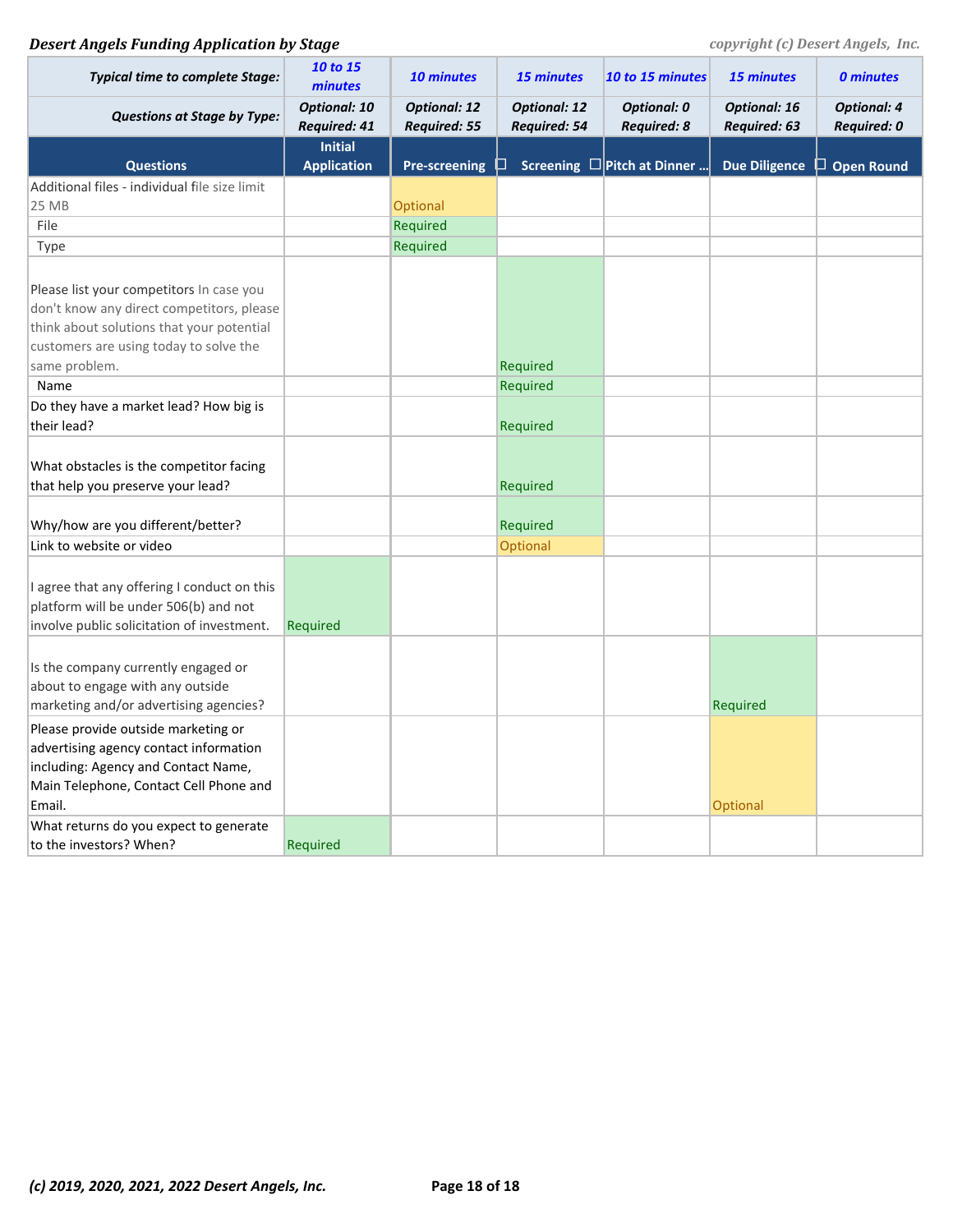***Desert Angels Funding Application by Stage***

| Typical time to complete Stage: | 10 to 15 minutes | 10 minutes | 15 minutes | 10 to 15 minutes | 15 minutes | 0 minutes |
|---|---|---|---|---|---|---|
| **Questions at Stage by Type:** | Optional: 10 Required: 41 | Optional: 12 Required: 55 | Optional: 12 Required: 54 | Optional: 0 Required: 8 | Optional: 16 Required: 63 | Optional: 4 Required: 0 |
| **Questions** | **Initial Application** | **Pre-screening** | **Screening** | **Pitch at Dinner ...** | **Due Diligence** | **Open Round** |
| Additional files - individual file size limit 25 MB | | Optional | | | | |
| File | | Required | | | | |
| Type | | Required | | | | |
| Please list your competitors In case you don't know any direct competitors, please think about solutions that your potential customers are using today to solve the same problem. | | | Required | | | |
| Name | | | Required | | | |
| Do they have a market lead? How big is their lead? | | | Required | | | |
| What obstacles is the competitor facing that help you preserve your lead? | | | Required | | | |
| Why/how are you different/better? | | | Required | | | |
| Link to website or video | | | Optional | | | |
| I agree that any offering I conduct on this platform will be under 506(b) and not involve public solicitation of investment. | Required | | | | | |
| Is the company currently engaged or about to engage with any outside marketing and/or advertising agencies? | | | | | Required | |
| Please provide outside marketing or advertising agency contact information including: Agency and Contact Name, Main Telephone, Contact Cell Phone and Email. | | | | | Optional | |
| What returns do you expect to generate to the investors? When? | Required | | | | | |